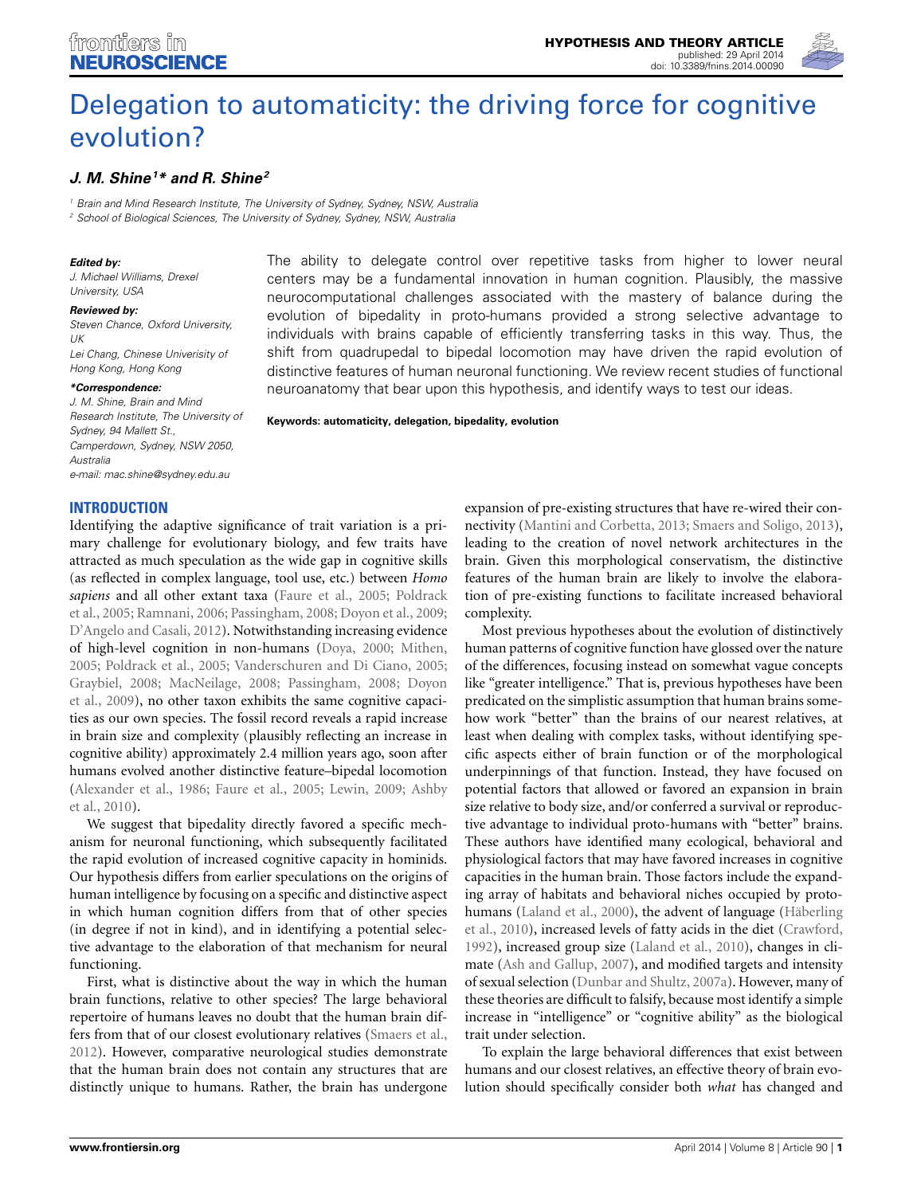# Delegation to automaticity: the driving force for cognitive evolution?

***J. M. Shine[1]\* and R. Shine[2]***

[1] Brain and Mind Research Institute, The University of Sydney, Sydney, NSW, Australia
[2] School of Biological Sciences, The University of Sydney, Sydney, NSW, Australia

***Edited by:***
J. Michael Williams, Drexel University, USA

***Reviewed by:***
Steven Chance, Oxford University, UK
Lei Chang, Chinese Univerisity of Hong Kong, Hong Kong

***\*Correspondence:***
J. M. Shine, Brain and Mind Research Institute, The University of Sydney, 94 Mallett St., Camperdown, Sydney, NSW 2050, Australia
e-mail: mac.shine@sydney.edu.au

The ability to delegate control over repetitive tasks from higher to lower neural centers may be a fundamental innovation in human cognition. Plausibly, the massive neurocomputational challenges associated with the mastery of balance during the evolution of bipedality in proto-humans provided a strong selective advantage to individuals with brains capable of efficiently transferring tasks in this way. Thus, the shift from quadrupedal to bipedal locomotion may have driven the rapid evolution of distinctive features of human neuronal functioning. We review recent studies of functional neuroanatomy that bear upon this hypothesis, and identify ways to test our ideas.

**Keywords: automaticity, delegation, bipedality, evolution**

## INTRODUCTION

Identifying the adaptive significance of trait variation is a primary challenge for evolutionary biology, and few traits have attracted as much speculation as the wide gap in cognitive skills (as reflected in complex language, tool use, etc.) between *Homo sapiens* and all other extant taxa (Faure et al., 2005; Poldrack et al., 2005; Ramnani, 2006; Passingham, 2008; Doyon et al., 2009; D'Angelo and Casali, 2012). Notwithstanding increasing evidence of high-level cognition in non-humans (Doya, 2000; Mithen, 2005; Poldrack et al., 2005; Vanderschuren and Di Ciano, 2005; Graybiel, 2008; MacNeilage, 2008; Passingham, 2008; Doyon et al., 2009), no other taxon exhibits the same cognitive capacities as our own species. The fossil record reveals a rapid increase in brain size and complexity (plausibly reflecting an increase in cognitive ability) approximately 2.4 million years ago, soon after humans evolved another distinctive feature–bipedal locomotion (Alexander et al., 1986; Faure et al., 2005; Lewin, 2009; Ashby et al., 2010).

We suggest that bipedality directly favored a specific mechanism for neuronal functioning, which subsequently facilitated the rapid evolution of increased cognitive capacity in hominids. Our hypothesis differs from earlier speculations on the origins of human intelligence by focusing on a specific and distinctive aspect in which human cognition differs from that of other species (in degree if not in kind), and in identifying a potential selective advantage to the elaboration of that mechanism for neural functioning.

First, what is distinctive about the way in which the human brain functions, relative to other species? The large behavioral repertoire of humans leaves no doubt that the human brain differs from that of our closest evolutionary relatives (Smaers et al., 2012). However, comparative neurological studies demonstrate that the human brain does not contain any structures that are distinctly unique to humans. Rather, the brain has undergone expansion of pre-existing structures that have re-wired their connectivity (Mantini and Corbetta, 2013; Smaers and Soligo, 2013), leading to the creation of novel network architectures in the brain. Given this morphological conservatism, the distinctive features of the human brain are likely to involve the elaboration of pre-existing functions to facilitate increased behavioral complexity.

Most previous hypotheses about the evolution of distinctively human patterns of cognitive function have glossed over the nature of the differences, focusing instead on somewhat vague concepts like "greater intelligence." That is, previous hypotheses have been predicated on the simplistic assumption that human brains somehow work "better" than the brains of our nearest relatives, at least when dealing with complex tasks, without identifying specific aspects either of brain function or of the morphological underpinnings of that function. Instead, they have focused on potential factors that allowed or favored an expansion in brain size relative to body size, and/or conferred a survival or reproductive advantage to individual proto-humans with "better" brains. These authors have identified many ecological, behavioral and physiological factors that may have favored increases in cognitive capacities in the human brain. Those factors include the expanding array of habitats and behavioral niches occupied by proto-humans (Laland et al., 2000), the advent of language (Häberling et al., 2010), increased levels of fatty acids in the diet (Crawford, 1992), increased group size (Laland et al., 2010), changes in climate (Ash and Gallup, 2007), and modified targets and intensity of sexual selection (Dunbar and Shultz, 2007a). However, many of these theories are difficult to falsify, because most identify a simple increase in "intelligence" or "cognitive ability" as the biological trait under selection.

To explain the large behavioral differences that exist between humans and our closest relatives, an effective theory of brain evolution should specifically consider both *what* has changed and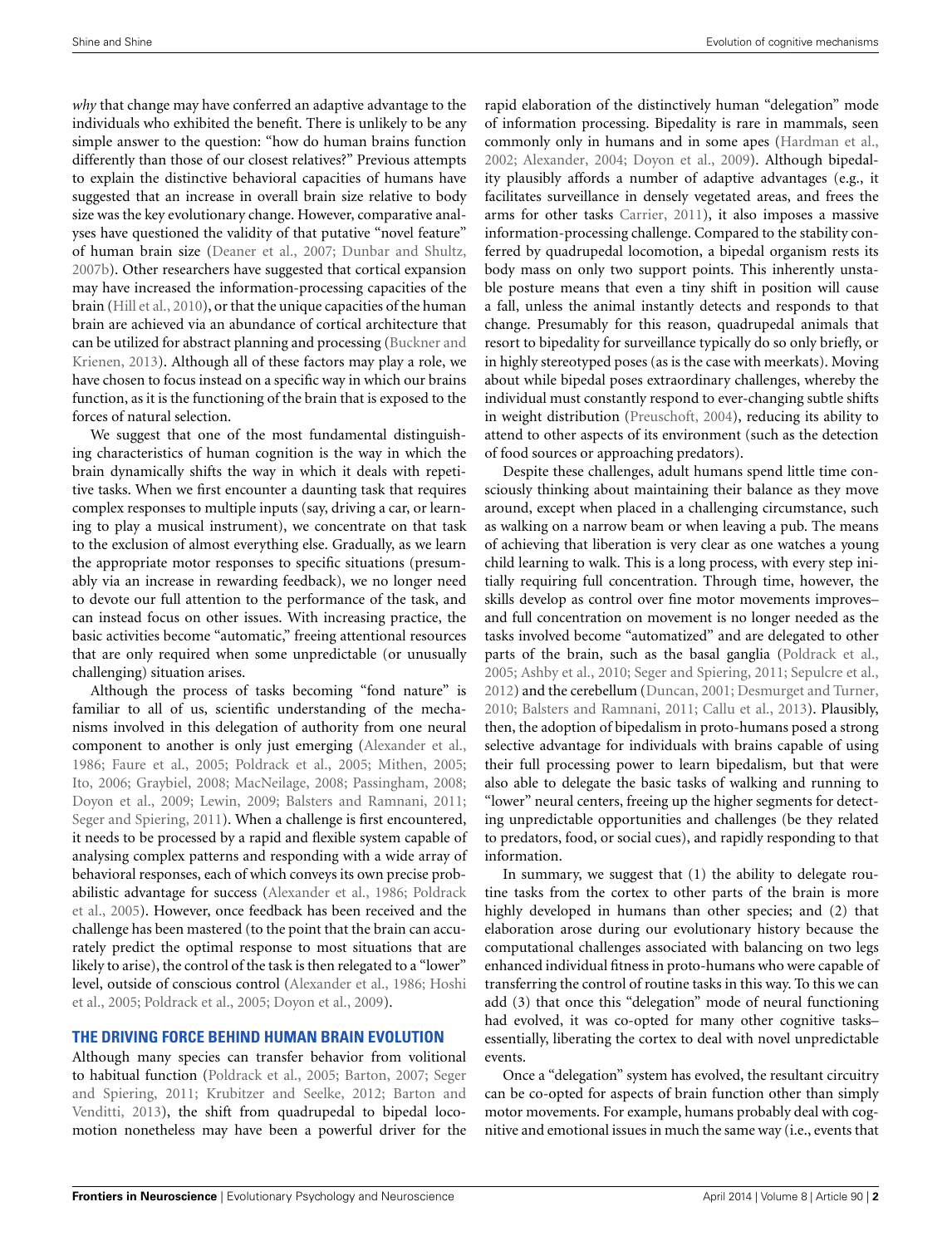*why* that change may have conferred an adaptive advantage to the individuals who exhibited the benefit. There is unlikely to be any simple answer to the question: "how do human brains function differently than those of our closest relatives?" Previous attempts to explain the distinctive behavioral capacities of humans have suggested that an increase in overall brain size relative to body size was the key evolutionary change. However, comparative analyses have questioned the validity of that putative "novel feature" of human brain size (Deaner et al., 2007; Dunbar and Shultz, 2007b). Other researchers have suggested that cortical expansion may have increased the information-processing capacities of the brain (Hill et al., 2010), or that the unique capacities of the human brain are achieved via an abundance of cortical architecture that can be utilized for abstract planning and processing (Buckner and Krienen, 2013). Although all of these factors may play a role, we have chosen to focus instead on a specific way in which our brains function, as it is the functioning of the brain that is exposed to the forces of natural selection.

We suggest that one of the most fundamental distinguishing characteristics of human cognition is the way in which the brain dynamically shifts the way in which it deals with repetitive tasks. When we first encounter a daunting task that requires complex responses to multiple inputs (say, driving a car, or learning to play a musical instrument), we concentrate on that task to the exclusion of almost everything else. Gradually, as we learn the appropriate motor responses to specific situations (presumably via an increase in rewarding feedback), we no longer need to devote our full attention to the performance of the task, and can instead focus on other issues. With increasing practice, the basic activities become "automatic," freeing attentional resources that are only required when some unpredictable (or unusually challenging) situation arises.

Although the process of tasks becoming "fond nature" is familiar to all of us, scientific understanding of the mechanisms involved in this delegation of authority from one neural component to another is only just emerging (Alexander et al., 1986; Faure et al., 2005; Poldrack et al., 2005; Mithen, 2005; Ito, 2006; Graybiel, 2008; MacNeilage, 2008; Passingham, 2008; Doyon et al., 2009; Lewin, 2009; Balsters and Ramnani, 2011; Seger and Spiering, 2011). When a challenge is first encountered, it needs to be processed by a rapid and flexible system capable of analysing complex patterns and responding with a wide array of behavioral responses, each of which conveys its own precise probabilistic advantage for success (Alexander et al., 1986; Poldrack et al., 2005). However, once feedback has been received and the challenge has been mastered (to the point that the brain can accurately predict the optimal response to most situations that are likely to arise), the control of the task is then relegated to a "lower" level, outside of conscious control (Alexander et al., 1986; Hoshi et al., 2005; Poldrack et al., 2005; Doyon et al., 2009).

## THE DRIVING FORCE BEHIND HUMAN BRAIN EVOLUTION

Although many species can transfer behavior from volitional to habitual function (Poldrack et al., 2005; Barton, 2007; Seger and Spiering, 2011; Krubitzer and Seelke, 2012; Barton and Venditti, 2013), the shift from quadrupedal to bipedal locomotion nonetheless may have been a powerful driver for the rapid elaboration of the distinctively human "delegation" mode of information processing. Bipedality is rare in mammals, seen commonly only in humans and in some apes (Hardman et al., 2002; Alexander, 2004; Doyon et al., 2009). Although bipedality plausibly affords a number of adaptive advantages (e.g., it facilitates surveillance in densely vegetated areas, and frees the arms for other tasks Carrier, 2011), it also imposes a massive information-processing challenge. Compared to the stability conferred by quadrupedal locomotion, a bipedal organism rests its body mass on only two support points. This inherently unstable posture means that even a tiny shift in position will cause a fall, unless the animal instantly detects and responds to that change. Presumably for this reason, quadrupedal animals that resort to bipedality for surveillance typically do so only briefly, or in highly stereotyped poses (as is the case with meerkats). Moving about while bipedal poses extraordinary challenges, whereby the individual must constantly respond to ever-changing subtle shifts in weight distribution (Preuschoft, 2004), reducing its ability to attend to other aspects of its environment (such as the detection of food sources or approaching predators).

Despite these challenges, adult humans spend little time consciously thinking about maintaining their balance as they move around, except when placed in a challenging circumstance, such as walking on a narrow beam or when leaving a pub. The means of achieving that liberation is very clear as one watches a young child learning to walk. This is a long process, with every step initially requiring full concentration. Through time, however, the skills develop as control over fine motor movements improves–and full concentration on movement is no longer needed as the tasks involved become "automatized" and are delegated to other parts of the brain, such as the basal ganglia (Poldrack et al., 2005; Ashby et al., 2010; Seger and Spiering, 2011; Sepulcre et al., 2012) and the cerebellum (Duncan, 2001; Desmurget and Turner, 2010; Balsters and Ramnani, 2011; Callu et al., 2013). Plausibly, then, the adoption of bipedalism in proto-humans posed a strong selective advantage for individuals with brains capable of using their full processing power to learn bipedalism, but that were also able to delegate the basic tasks of walking and running to "lower" neural centers, freeing up the higher segments for detecting unpredictable opportunities and challenges (be they related to predators, food, or social cues), and rapidly responding to that information.

In summary, we suggest that (1) the ability to delegate routine tasks from the cortex to other parts of the brain is more highly developed in humans than other species; and (2) that elaboration arose during our evolutionary history because the computational challenges associated with balancing on two legs enhanced individual fitness in proto-humans who were capable of transferring the control of routine tasks in this way. To this we can add (3) that once this "delegation" mode of neural functioning had evolved, it was co-opted for many other cognitive tasks–essentially, liberating the cortex to deal with novel unpredictable events.

Once a "delegation" system has evolved, the resultant circuitry can be co-opted for aspects of brain function other than simply motor movements. For example, humans probably deal with cognitive and emotional issues in much the same way (i.e., events that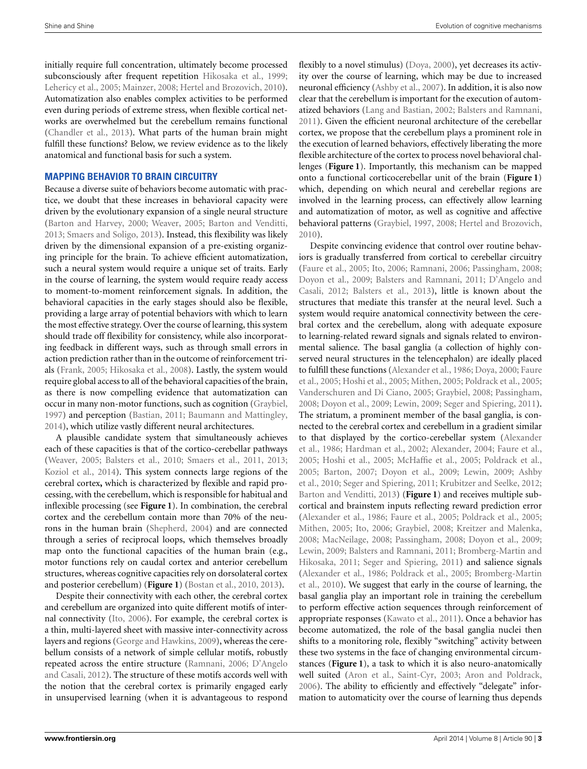initially require full concentration, ultimately become processed subconsciously after frequent repetition Hikosaka et al., 1999; Lehericy et al., 2005; Mainzer, 2008; Hertel and Brozovich, 2010). Automatization also enables complex activities to be performed even during periods of extreme stress, when flexible cortical networks are overwhelmed but the cerebellum remains functional (Chandler et al., 2013). What parts of the human brain might fulfill these functions? Below, we review evidence as to the likely anatomical and functional basis for such a system.

## MAPPING BEHAVIOR TO BRAIN CIRCUITRY

Because a diverse suite of behaviors become automatic with practice, we doubt that these increases in behavioral capacity were driven by the evolutionary expansion of a single neural structure (Barton and Harvey, 2000; Weaver, 2005; Barton and Venditti, 2013; Smaers and Soligo, 2013). Instead, this flexibility was likely driven by the dimensional expansion of a pre-existing organizing principle for the brain. To achieve efficient automatization, such a neural system would require a unique set of traits. Early in the course of learning, the system would require ready access to moment-to-moment reinforcement signals. In addition, the behavioral capacities in the early stages should also be flexible, providing a large array of potential behaviors with which to learn the most effective strategy. Over the course of learning, this system should trade off flexibility for consistency, while also incorporating feedback in different ways, such as through small errors in action prediction rather than in the outcome of reinforcement trials (Frank, 2005; Hikosaka et al., 2008). Lastly, the system would require global access to all of the behavioral capacities of the brain, as there is now compelling evidence that automatization can occur in many non-motor functions, such as cognition (Graybiel, 1997) and perception (Bastian, 2011; Baumann and Mattingley, 2014), which utilize vastly different neural architectures.

A plausible candidate system that simultaneously achieves each of these capacities is that of the cortico-cerebellar pathways (Weaver, 2005; Balsters et al., 2010; Smaers et al., 2011, 2013; Koziol et al., 2014). This system connects large regions of the cerebral cortex**,** which is characterized by flexible and rapid processing, with the cerebellum, which is responsible for habitual and inflexible processing (see **Figure 1**). In combination, the cerebral cortex and the cerebellum contain more than 70% of the neurons in the human brain (Shepherd, 2004) and are connected through a series of reciprocal loops, which themselves broadly map onto the functional capacities of the human brain (e.g., motor functions rely on caudal cortex and anterior cerebellum structures, whereas cognitive capacities rely on dorsolateral cortex and posterior cerebellum) (**Figure 1**) (Bostan et al., 2010, 2013).

Despite their connectivity with each other, the cerebral cortex and cerebellum are organized into quite different motifs of internal connectivity (Ito, 2006). For example, the cerebral cortex is a thin, multi-layered sheet with massive inter-connectivity across layers and regions (George and Hawkins, 2009), whereas the cerebellum consists of a network of simple cellular motifs, robustly repeated across the entire structure (Ramnani, 2006; D'Angelo and Casali, 2012). The structure of these motifs accords well with the notion that the cerebral cortex is primarily engaged early in unsupervised learning (when it is advantageous to respond flexibly to a novel stimulus) (Doya, 2000), yet decreases its activity over the course of learning, which may be due to increased neuronal efficiency (Ashby et al., 2007). In addition, it is also now clear that the cerebellum is important for the execution of automatized behaviors (Lang and Bastian, 2002; Balsters and Ramnani, 2011). Given the efficient neuronal architecture of the cerebellar cortex, we propose that the cerebellum plays a prominent role in the execution of learned behaviors, effectively liberating the more flexible architecture of the cortex to process novel behavioral challenges (**Figure 1**). Importantly, this mechanism can be mapped onto a functional corticocerebellar unit of the brain (**Figure 1**) which, depending on which neural and cerebellar regions are involved in the learning process, can effectively allow learning and automatization of motor, as well as cognitive and affective behavioral patterns (Graybiel, 1997, 2008; Hertel and Brozovich, 2010).

Despite convincing evidence that control over routine behaviors is gradually transferred from cortical to cerebellar circuitry (Faure et al., 2005; Ito, 2006; Ramnani, 2006; Passingham, 2008; Doyon et al., 2009; Balsters and Ramnani, 2011; D'Angelo and Casali, 2012; Balsters et al., 2013), little is known about the structures that mediate this transfer at the neural level. Such a system would require anatomical connectivity between the cerebral cortex and the cerebellum, along with adequate exposure to learning-related reward signals and signals related to environmental salience. The basal ganglia (a collection of highly conserved neural structures in the telencephalon) are ideally placed to fulfill these functions (Alexander et al., 1986; Doya, 2000; Faure et al., 2005; Hoshi et al., 2005; Mithen, 2005; Poldrack et al., 2005; Vanderschuren and Di Ciano, 2005; Graybiel, 2008; Passingham, 2008; Doyon et al., 2009; Lewin, 2009; Seger and Spiering, 2011). The striatum, a prominent member of the basal ganglia, is connected to the cerebral cortex and cerebellum in a gradient similar to that displayed by the cortico-cerebellar system (Alexander et al., 1986; Hardman et al., 2002; Alexander, 2004; Faure et al., 2005; Hoshi et al., 2005; McHaffie et al., 2005; Poldrack et al., 2005; Barton, 2007; Doyon et al., 2009; Lewin, 2009; Ashby et al., 2010; Seger and Spiering, 2011; Krubitzer and Seelke, 2012; Barton and Venditti, 2013) (**Figure 1**) and receives multiple subcortical and brainstem inputs reflecting reward prediction error (Alexander et al., 1986; Faure et al., 2005; Poldrack et al., 2005; Mithen, 2005; Ito, 2006; Graybiel, 2008; Kreitzer and Malenka, 2008; MacNeilage, 2008; Passingham, 2008; Doyon et al., 2009; Lewin, 2009; Balsters and Ramnani, 2011; Bromberg-Martin and Hikosaka, 2011; Seger and Spiering, 2011) and salience signals (Alexander et al., 1986; Poldrack et al., 2005; Bromberg-Martin et al., 2010). We suggest that early in the course of learning, the basal ganglia play an important role in training the cerebellum to perform effective action sequences through reinforcement of appropriate responses (Kawato et al., 2011). Once a behavior has become automatized, the role of the basal ganglia nuclei then shifts to a monitoring role, flexibly "switching" activity between these two systems in the face of changing environmental circumstances (**Figure 1**), a task to which it is also neuro-anatomically well suited (Aron et al., Saint-Cyr, 2003; Aron and Poldrack, 2006). The ability to efficiently and effectively "delegate" information to automaticity over the course of learning thus depends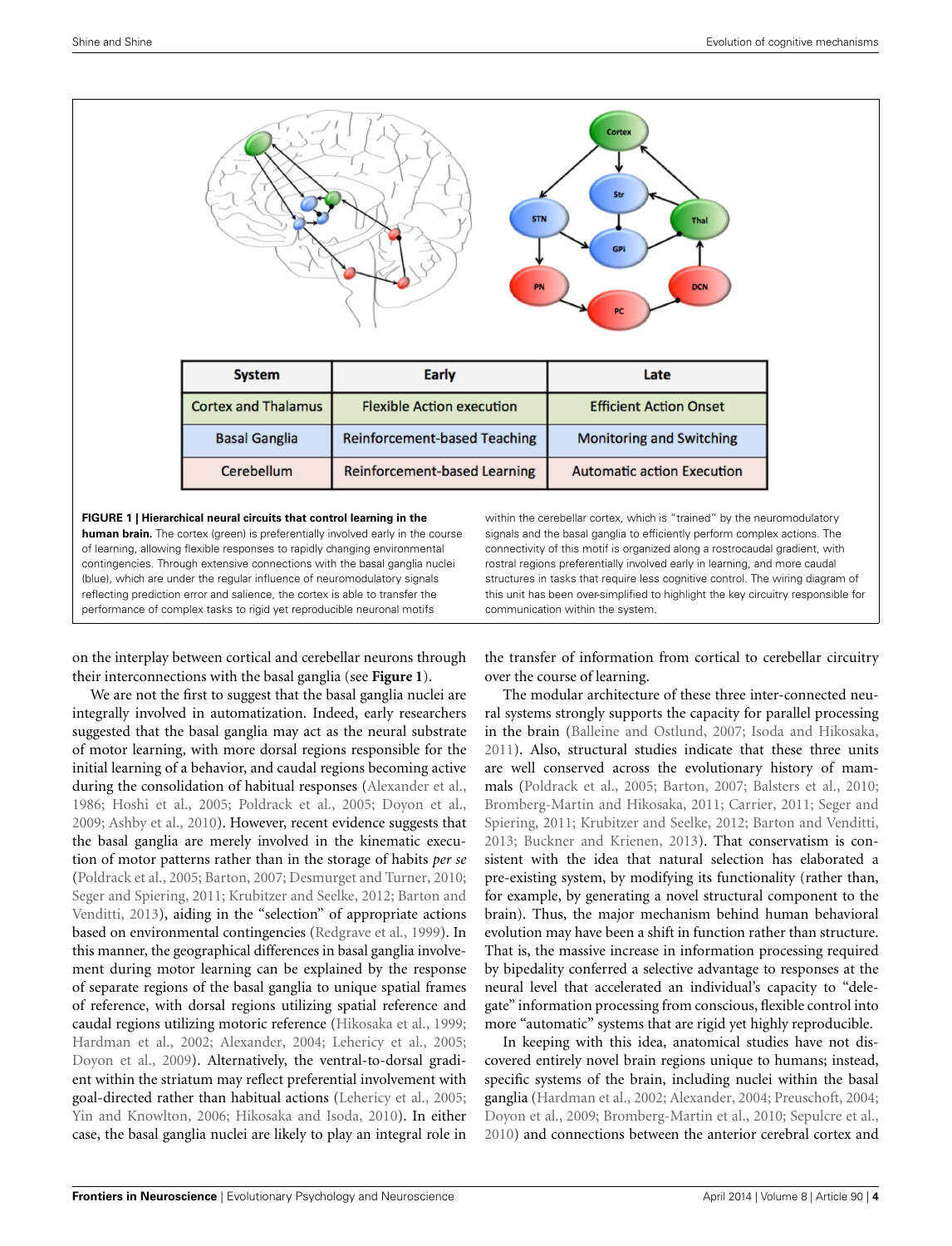| System | Early | Late |
|---|---|---|
| Cortex and Thalamus | Flexible Action execution | Efficient Action Onset |
| Basal Ganglia | Reinforcement-based Teaching | Monitoring and Switching |
| Cerebellum | Reinforcement-based Learning | Automatic action Execution |

**FIGURE 1 | Hierarchical neural circuits that control learning in the human brain.** The cortex (green) is preferentially involved early in the course of learning, allowing flexible responses to rapidly changing environmental contingencies. Through extensive connections with the basal ganglia nuclei (blue), which are under the regular influence of neuromodulatory signals reflecting prediction error and salience, the cortex is able to transfer the performance of complex tasks to rigid yet reproducible neuronal motifs within the cerebellar cortex, which is "trained" by the neuromodulatory signals and the basal ganglia to efficiently perform complex actions. The connectivity of this motif is organized along a rostrocaudal gradient, with rostral regions preferentially involved early in learning, and more caudal structures in tasks that require less cognitive control. The wiring diagram of this unit has been over-simplified to highlight the key circuitry responsible for communication within the system.

on the interplay between cortical and cerebellar neurons through their interconnections with the basal ganglia (see **Figure 1**).

We are not the first to suggest that the basal ganglia nuclei are integrally involved in automatization. Indeed, early researchers suggested that the basal ganglia may act as the neural substrate of motor learning, with more dorsal regions responsible for the initial learning of a behavior, and caudal regions becoming active during the consolidation of habitual responses (Alexander et al., 1986; Hoshi et al., 2005; Poldrack et al., 2005; Doyon et al., 2009; Ashby et al., 2010). However, recent evidence suggests that the basal ganglia are merely involved in the kinematic execution of motor patterns rather than in the storage of habits *per se* (Poldrack et al., 2005; Barton, 2007; Desmurget and Turner, 2010; Seger and Spiering, 2011; Krubitzer and Seelke, 2012; Barton and Venditti, 2013), aiding in the "selection" of appropriate actions based on environmental contingencies (Redgrave et al., 1999). In this manner, the geographical differences in basal ganglia involvement during motor learning can be explained by the response of separate regions of the basal ganglia to unique spatial frames of reference, with dorsal regions utilizing spatial reference and caudal regions utilizing motoric reference (Hikosaka et al., 1999; Hardman et al., 2002; Alexander, 2004; Lehericy et al., 2005; Doyon et al., 2009). Alternatively, the ventral-to-dorsal gradient within the striatum may reflect preferential involvement with goal-directed rather than habitual actions (Lehericy et al., 2005; Yin and Knowlton, 2006; Hikosaka and Isoda, 2010). In either case, the basal ganglia nuclei are likely to play an integral role in the transfer of information from cortical to cerebellar circuitry over the course of learning.

The modular architecture of these three inter-connected neural systems strongly supports the capacity for parallel processing in the brain (Balleine and Ostlund, 2007; Isoda and Hikosaka, 2011). Also, structural studies indicate that these three units are well conserved across the evolutionary history of mammals (Poldrack et al., 2005; Barton, 2007; Balsters et al., 2010; Bromberg-Martin and Hikosaka, 2011; Carrier, 2011; Seger and Spiering, 2011; Krubitzer and Seelke, 2012; Barton and Venditti, 2013; Buckner and Krienen, 2013). That conservatism is consistent with the idea that natural selection has elaborated a pre-existing system, by modifying its functionality (rather than, for example, by generating a novel structural component to the brain). Thus, the major mechanism behind human behavioral evolution may have been a shift in function rather than structure. That is, the massive increase in information processing required by bipedality conferred a selective advantage to responses at the neural level that accelerated an individual's capacity to "delegate" information processing from conscious, flexible control into more "automatic" systems that are rigid yet highly reproducible.

In keeping with this idea, anatomical studies have not discovered entirely novel brain regions unique to humans; instead, specific systems of the brain, including nuclei within the basal ganglia (Hardman et al., 2002; Alexander, 2004; Preuschoft, 2004; Doyon et al., 2009; Bromberg-Martin et al., 2010; Sepulcre et al., 2010) and connections between the anterior cerebral cortex and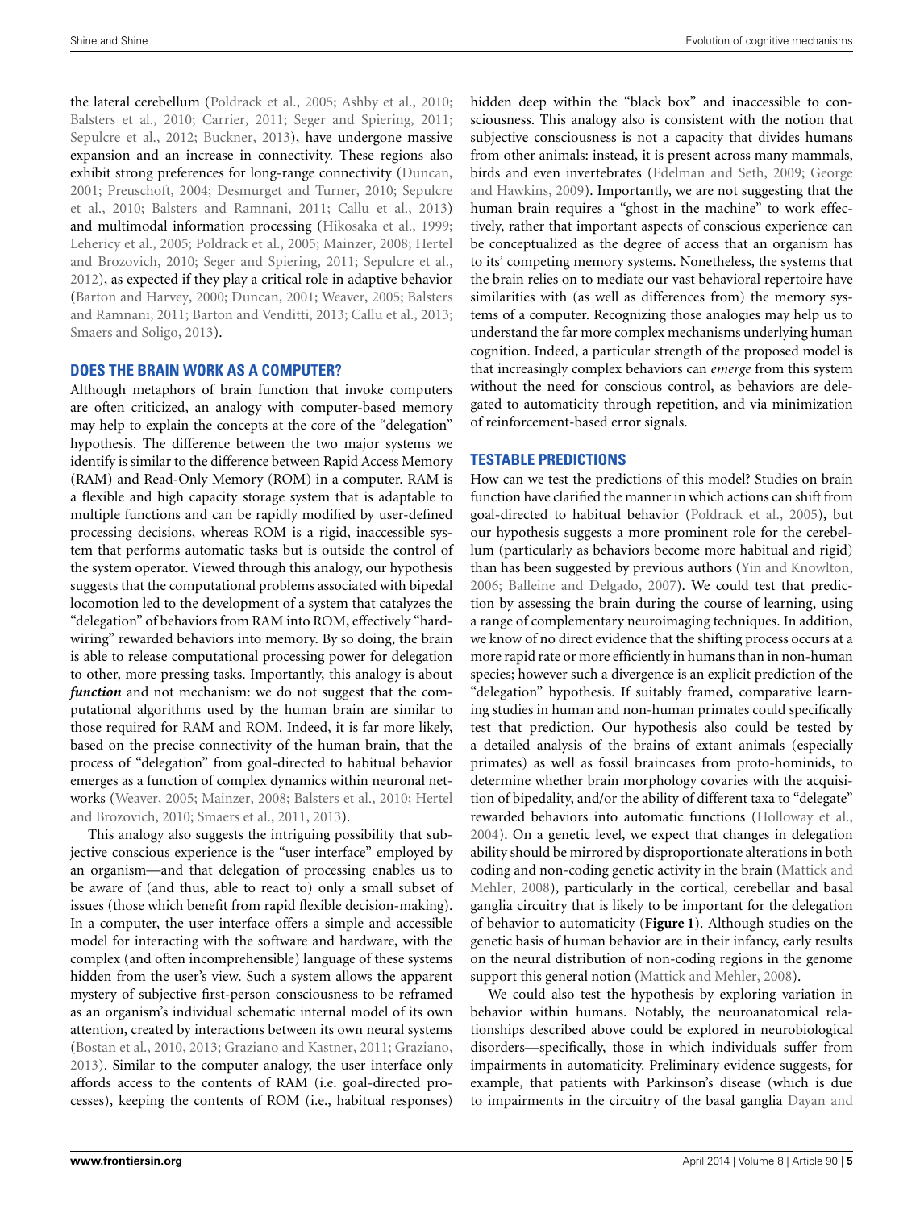the lateral cerebellum (Poldrack et al., 2005; Ashby et al., 2010; Balsters et al., 2010; Carrier, 2011; Seger and Spiering, 2011; Sepulcre et al., 2012; Buckner, 2013), have undergone massive expansion and an increase in connectivity. These regions also exhibit strong preferences for long-range connectivity (Duncan, 2001; Preuschoft, 2004; Desmurget and Turner, 2010; Sepulcre et al., 2010; Balsters and Ramnani, 2011; Callu et al., 2013) and multimodal information processing (Hikosaka et al., 1999; Lehericy et al., 2005; Poldrack et al., 2005; Mainzer, 2008; Hertel and Brozovich, 2010; Seger and Spiering, 2011; Sepulcre et al., 2012), as expected if they play a critical role in adaptive behavior (Barton and Harvey, 2000; Duncan, 2001; Weaver, 2005; Balsters and Ramnani, 2011; Barton and Venditti, 2013; Callu et al., 2013; Smaers and Soligo, 2013).

## DOES THE BRAIN WORK AS A COMPUTER?

Although metaphors of brain function that invoke computers are often criticized, an analogy with computer-based memory may help to explain the concepts at the core of the "delegation" hypothesis. The difference between the two major systems we identify is similar to the difference between Rapid Access Memory (RAM) and Read-Only Memory (ROM) in a computer. RAM is a flexible and high capacity storage system that is adaptable to multiple functions and can be rapidly modified by user-defined processing decisions, whereas ROM is a rigid, inaccessible system that performs automatic tasks but is outside the control of the system operator. Viewed through this analogy, our hypothesis suggests that the computational problems associated with bipedal locomotion led to the development of a system that catalyzes the "delegation" of behaviors from RAM into ROM, effectively "hardwiring" rewarded behaviors into memory. By so doing, the brain is able to release computational processing power for delegation to other, more pressing tasks. Importantly, this analogy is about ***function*** and not mechanism: we do not suggest that the computational algorithms used by the human brain are similar to those required for RAM and ROM. Indeed, it is far more likely, based on the precise connectivity of the human brain, that the process of "delegation" from goal-directed to habitual behavior emerges as a function of complex dynamics within neuronal networks (Weaver, 2005; Mainzer, 2008; Balsters et al., 2010; Hertel and Brozovich, 2010; Smaers et al., 2011, 2013).

This analogy also suggests the intriguing possibility that subjective conscious experience is the "user interface" employed by an organism—and that delegation of processing enables us to be aware of (and thus, able to react to) only a small subset of issues (those which benefit from rapid flexible decision-making). In a computer, the user interface offers a simple and accessible model for interacting with the software and hardware, with the complex (and often incomprehensible) language of these systems hidden from the user's view. Such a system allows the apparent mystery of subjective first-person consciousness to be reframed as an organism's individual schematic internal model of its own attention, created by interactions between its own neural systems (Bostan et al., 2010, 2013; Graziano and Kastner, 2011; Graziano, 2013). Similar to the computer analogy, the user interface only affords access to the contents of RAM (i.e. goal-directed processes), keeping the contents of ROM (i.e., habitual responses) hidden deep within the "black box" and inaccessible to consciousness. This analogy also is consistent with the notion that subjective consciousness is not a capacity that divides humans from other animals: instead, it is present across many mammals, birds and even invertebrates (Edelman and Seth, 2009; George and Hawkins, 2009). Importantly, we are not suggesting that the human brain requires a "ghost in the machine" to work effectively, rather that important aspects of conscious experience can be conceptualized as the degree of access that an organism has to its' competing memory systems. Nonetheless, the systems that the brain relies on to mediate our vast behavioral repertoire have similarities with (as well as differences from) the memory systems of a computer. Recognizing those analogies may help us to understand the far more complex mechanisms underlying human cognition. Indeed, a particular strength of the proposed model is that increasingly complex behaviors can *emerge* from this system without the need for conscious control, as behaviors are delegated to automaticity through repetition, and via minimization of reinforcement-based error signals.

## TESTABLE PREDICTIONS

How can we test the predictions of this model? Studies on brain function have clarified the manner in which actions can shift from goal-directed to habitual behavior (Poldrack et al., 2005), but our hypothesis suggests a more prominent role for the cerebellum (particularly as behaviors become more habitual and rigid) than has been suggested by previous authors (Yin and Knowlton, 2006; Balleine and Delgado, 2007). We could test that prediction by assessing the brain during the course of learning, using a range of complementary neuroimaging techniques. In addition, we know of no direct evidence that the shifting process occurs at a more rapid rate or more efficiently in humans than in non-human species; however such a divergence is an explicit prediction of the "delegation" hypothesis. If suitably framed, comparative learning studies in human and non-human primates could specifically test that prediction. Our hypothesis also could be tested by a detailed analysis of the brains of extant animals (especially primates) as well as fossil braincases from proto-hominids, to determine whether brain morphology covaries with the acquisition of bipedality, and/or the ability of different taxa to "delegate" rewarded behaviors into automatic functions (Holloway et al., 2004). On a genetic level, we expect that changes in delegation ability should be mirrored by disproportionate alterations in both coding and non-coding genetic activity in the brain (Mattick and Mehler, 2008), particularly in the cortical, cerebellar and basal ganglia circuitry that is likely to be important for the delegation of behavior to automaticity (**Figure 1**). Although studies on the genetic basis of human behavior are in their infancy, early results on the neural distribution of non-coding regions in the genome support this general notion (Mattick and Mehler, 2008).

We could also test the hypothesis by exploring variation in behavior within humans. Notably, the neuroanatomical relationships described above could be explored in neurobiological disorders—specifically, those in which individuals suffer from impairments in automaticity. Preliminary evidence suggests, for example, that patients with Parkinson's disease (which is due to impairments in the circuitry of the basal ganglia Dayan and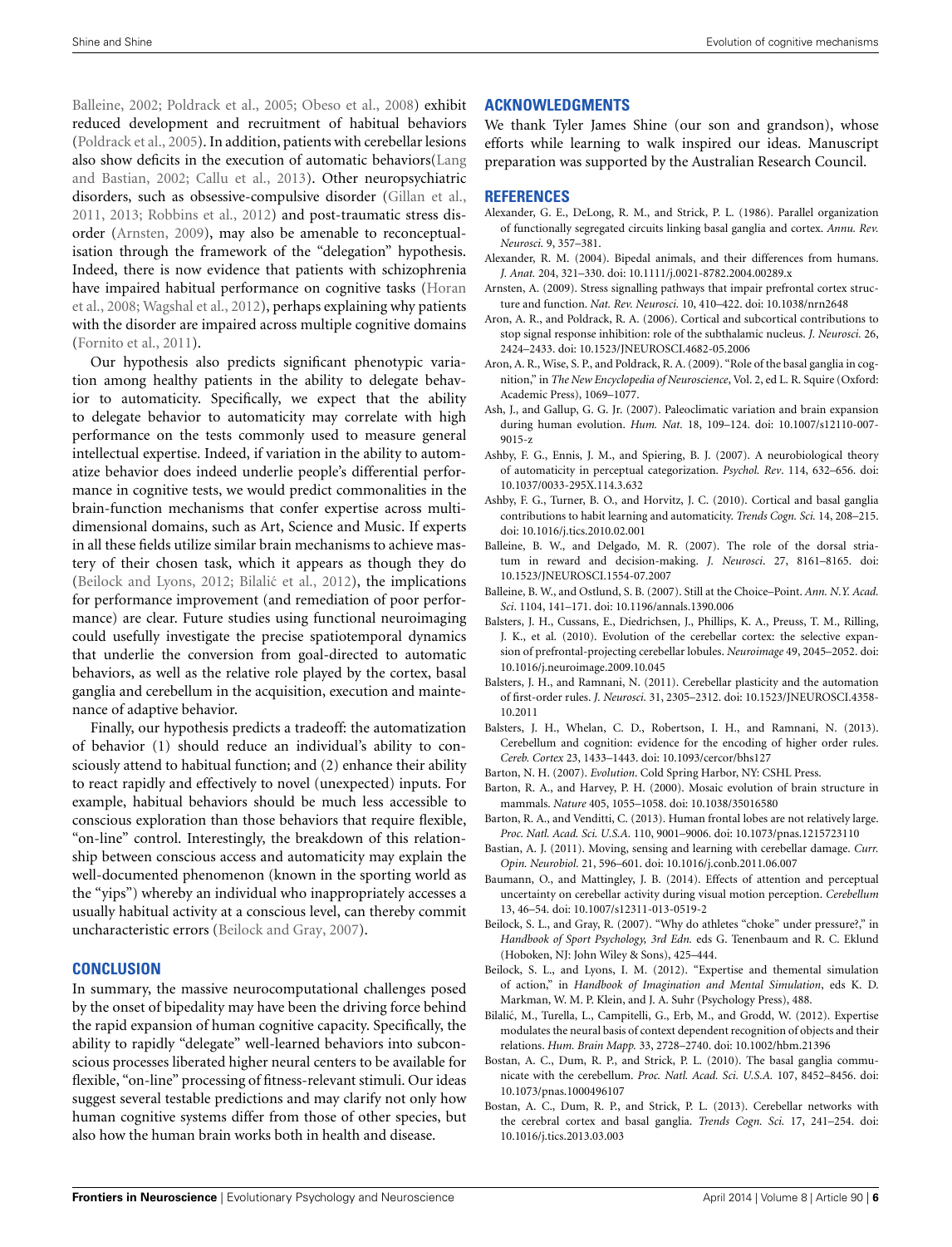Balleine, 2002; Poldrack et al., 2005; Obeso et al., 2008) exhibit reduced development and recruitment of habitual behaviors (Poldrack et al., 2005). In addition, patients with cerebellar lesions also show deficits in the execution of automatic behaviors(Lang and Bastian, 2002; Callu et al., 2013). Other neuropsychiatric disorders, such as obsessive-compulsive disorder (Gillan et al., 2011, 2013; Robbins et al., 2012) and post-traumatic stress disorder (Arnsten, 2009), may also be amenable to reconceptualisation through the framework of the "delegation" hypothesis. Indeed, there is now evidence that patients with schizophrenia have impaired habitual performance on cognitive tasks (Horan et al., 2008; Wagshal et al., 2012), perhaps explaining why patients with the disorder are impaired across multiple cognitive domains (Fornito et al., 2011).

Our hypothesis also predicts significant phenotypic variation among healthy patients in the ability to delegate behavior to automaticity. Specifically, we expect that the ability to delegate behavior to automaticity may correlate with high performance on the tests commonly used to measure general intellectual expertise. Indeed, if variation in the ability to automatize behavior does indeed underlie people's differential performance in cognitive tests, we would predict commonalities in the brain-function mechanisms that confer expertise across multi-dimensional domains, such as Art, Science and Music. If experts in all these fields utilize similar brain mechanisms to achieve mastery of their chosen task, which it appears as though they do (Beilock and Lyons, 2012; Bilalić et al., 2012), the implications for performance improvement (and remediation of poor performance) are clear. Future studies using functional neuroimaging could usefully investigate the precise spatiotemporal dynamics that underlie the conversion from goal-directed to automatic behaviors, as well as the relative role played by the cortex, basal ganglia and cerebellum in the acquisition, execution and maintenance of adaptive behavior.

Finally, our hypothesis predicts a tradeoff: the automatization of behavior (1) should reduce an individual's ability to consciously attend to habitual function; and (2) enhance their ability to react rapidly and effectively to novel (unexpected) inputs. For example, habitual behaviors should be much less accessible to conscious exploration than those behaviors that require flexible, "on-line" control. Interestingly, the breakdown of this relationship between conscious access and automaticity may explain the well-documented phenomenon (known in the sporting world as the "yips") whereby an individual who inappropriately accesses a usually habitual activity at a conscious level, can thereby commit uncharacteristic errors (Beilock and Gray, 2007).

## CONCLUSION

In summary, the massive neurocomputational challenges posed by the onset of bipedality may have been the driving force behind the rapid expansion of human cognitive capacity. Specifically, the ability to rapidly "delegate" well-learned behaviors into subconscious processes liberated higher neural centers to be available for flexible, "on-line" processing of fitness-relevant stimuli. Our ideas suggest several testable predictions and may clarify not only how human cognitive systems differ from those of other species, but also how the human brain works both in health and disease.

## ACKNOWLEDGMENTS

We thank Tyler James Shine (our son and grandson), whose efforts while learning to walk inspired our ideas. Manuscript preparation was supported by the Australian Research Council.

## REFERENCES

Alexander, G. E., DeLong, R. M., and Strick, P. L. (1986). Parallel organization of functionally segregated circuits linking basal ganglia and cortex. *Annu. Rev. Neurosci.* 9, 357–381.

Alexander, R. M. (2004). Bipedal animals, and their differences from humans. *J. Anat.* 204, 321–330. doi: 10.1111/j.0021-8782.2004.00289.x

Arnsten, A. (2009). Stress signalling pathways that impair prefrontal cortex structure and function. *Nat. Rev. Neurosci.* 10, 410–422. doi: 10.1038/nrn2648

Aron, A. R., and Poldrack, R. A. (2006). Cortical and subcortical contributions to stop signal response inhibition: role of the subthalamic nucleus. *J. Neurosci.* 26, 2424–2433. doi: 10.1523/JNEUROSCI.4682-05.2006

Aron, A. R., Wise, S. P., and Poldrack, R. A. (2009). "Role of the basal ganglia in cognition," in *The New Encyclopedia of Neuroscience*, Vol. 2, ed L. R. Squire (Oxford: Academic Press), 1069–1077.

Ash, J., and Gallup, G. G. Jr. (2007). Paleoclimatic variation and brain expansion during human evolution. *Hum. Nat.* 18, 109–124. doi: 10.1007/s12110-007-9015-z

Ashby, F. G., Ennis, J. M., and Spiering, B. J. (2007). A neurobiological theory of automaticity in perceptual categorization. *Psychol. Rev*. 114, 632–656. doi: 10.1037/0033-295X.114.3.632

Ashby, F. G., Turner, B. O., and Horvitz, J. C. (2010). Cortical and basal ganglia contributions to habit learning and automaticity. *Trends Cogn. Sci.* 14, 208–215. doi: 10.1016/j.tics.2010.02.001

Balleine, B. W., and Delgado, M. R. (2007). The role of the dorsal striatum in reward and decision-making. *J. Neurosci*. 27, 8161–8165. doi: 10.1523/JNEUROSCI.1554-07.2007

Balleine, B. W., and Ostlund, S. B. (2007). Still at the Choice–Point. *Ann. N.Y. Acad. Sci*. 1104, 141–171. doi: 10.1196/annals.1390.006

Balsters, J. H., Cussans, E., Diedrichsen, J., Phillips, K. A., Preuss, T. M., Rilling, J. K., et al. (2010). Evolution of the cerebellar cortex: the selective expansion of prefrontal-projecting cerebellar lobules. *Neuroimage* 49, 2045–2052. doi: 10.1016/j.neuroimage.2009.10.045

Balsters, J. H., and Ramnani, N. (2011). Cerebellar plasticity and the automation of first-order rules. *J. Neurosci.* 31, 2305–2312. doi: 10.1523/JNEUROSCI.4358-10.2011

Balsters, J. H., Whelan, C. D., Robertson, I. H., and Ramnani, N. (2013). Cerebellum and cognition: evidence for the encoding of higher order rules. *Cereb. Cortex* 23, 1433–1443. doi: 10.1093/cercor/bhs127

Barton, N. H. (2007). *Evolution*. Cold Spring Harbor, NY: CSHL Press.

Barton, R. A., and Harvey, P. H. (2000). Mosaic evolution of brain structure in mammals. *Nature* 405, 1055–1058. doi: 10.1038/35016580

Barton, R. A., and Venditti, C. (2013). Human frontal lobes are not relatively large. *Proc. Natl. Acad. Sci. U.S.A.* 110, 9001–9006. doi: 10.1073/pnas.1215723110

Bastian, A. J. (2011). Moving, sensing and learning with cerebellar damage. *Curr. Opin. Neurobiol.* 21, 596–601. doi: 10.1016/j.conb.2011.06.007

Baumann, O., and Mattingley, J. B. (2014). Effects of attention and perceptual uncertainty on cerebellar activity during visual motion perception. *Cerebellum* 13, 46–54. doi: 10.1007/s12311-013-0519-2

Beilock, S. L., and Gray, R. (2007). "Why do athletes "choke" under pressure?," in *Handbook of Sport Psychology, 3rd Edn.* eds G. Tenenbaum and R. C. Eklund (Hoboken, NJ: John Wiley & Sons), 425–444.

Beilock, S. L., and Lyons, I. M. (2012). "Expertise and themental simulation of action," in *Handbook of Imagination and Mental Simulation*, eds K. D. Markman, W. M. P. Klein, and J. A. Suhr (Psychology Press), 488.

Bilalić, M., Turella, L., Campitelli, G., Erb, M., and Grodd, W. (2012). Expertise modulates the neural basis of context dependent recognition of objects and their relations. *Hum. Brain Mapp.* 33, 2728–2740. doi: 10.1002/hbm.21396

Bostan, A. C., Dum, R. P., and Strick, P. L. (2010). The basal ganglia communicate with the cerebellum. *Proc. Natl. Acad. Sci. U.S.A.* 107, 8452–8456. doi: 10.1073/pnas.1000496107

Bostan, A. C., Dum, R. P., and Strick, P. L. (2013). Cerebellar networks with the cerebral cortex and basal ganglia. *Trends Cogn. Sci.* 17, 241–254. doi: 10.1016/j.tics.2013.03.003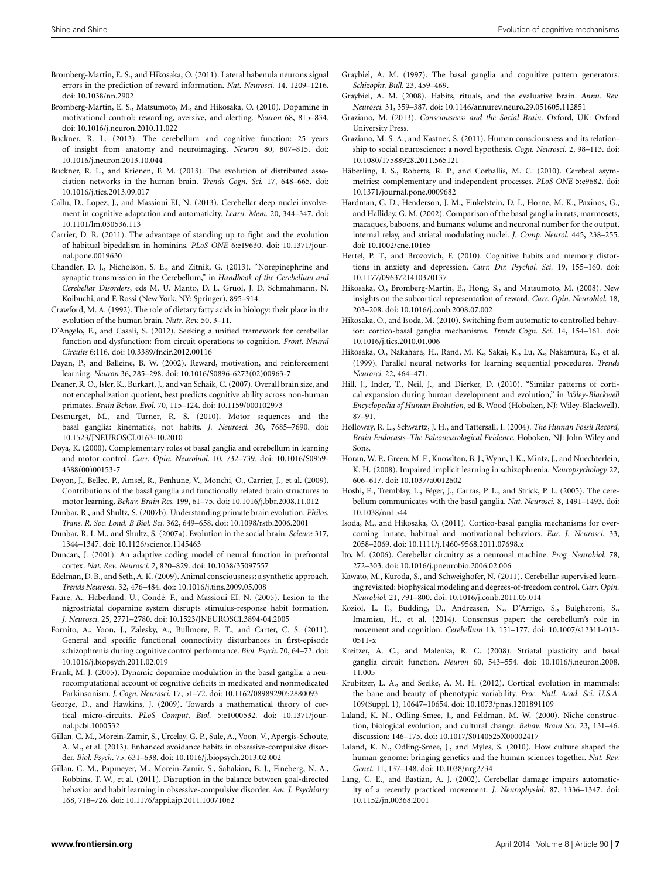Bromberg-Martin, E. S., and Hikosaka, O. (2011). Lateral habenula neurons signal errors in the prediction of reward information. *Nat. Neurosci.* 14, 1209–1216. doi: 10.1038/nn.2902

Bromberg-Martin, E. S., Matsumoto, M., and Hikosaka, O. (2010). Dopamine in motivational control: rewarding, aversive, and alerting. *Neuron* 68, 815–834. doi: 10.1016/j.neuron.2010.11.022

Buckner, R. L. (2013). The cerebellum and cognitive function: 25 years of insight from anatomy and neuroimaging. *Neuron* 80, 807–815. doi: 10.1016/j.neuron.2013.10.044

Buckner, R. L., and Krienen, F. M. (2013). The evolution of distributed association networks in the human brain. *Trends Cogn. Sci.* 17, 648–665. doi: 10.1016/j.tics.2013.09.017

Callu, D., Lopez, J., and Massioui El, N. (2013). Cerebellar deep nuclei involvement in cognitive adaptation and automaticity. *Learn. Mem.* 20, 344–347. doi: 10.1101/lm.030536.113

Carrier, D. R. (2011). The advantage of standing up to fight and the evolution of habitual bipedalism in hominins. *PLoS ONE* 6:e19630. doi: 10.1371/journal.pone.0019630

Chandler, D. J., Nicholson, S. E., and Zitnik, G. (2013). "Norepinephrine and synaptic transmission in the Cerebellum," in *Handbook of the Cerebellum and Cerebellar Disorders*, eds M. U. Manto, D. L. Gruol, J. D. Schmahmann, N. Koibuchi, and F. Rossi (New York, NY: Springer), 895–914.

Crawford, M. A. (1992). The role of dietary fatty acids in biology: their place in the evolution of the human brain. *Nutr. Rev.* 50, 3–11.

D'Angelo, E., and Casali, S. (2012). Seeking a unified framework for cerebellar function and dysfunction: from circuit operations to cognition. *Front. Neural Circuits* 6:116. doi: 10.3389/fncir.2012.00116

Dayan, P., and Balleine, B. W. (2002). Reward, motivation, and reinforcement learning. *Neuron* 36, 285–298. doi: 10.1016/S0896-6273(02)00963-7

Deaner, R. O., Isler, K., Burkart, J., and van Schaik, C. (2007). Overall brain size, and not encephalization quotient, best predicts cognitive ability across non-human primates. *Brain Behav. Evol.* 70, 115–124. doi: 10.1159/000102973

Desmurget, M., and Turner, R. S. (2010). Motor sequences and the basal ganglia: kinematics, not habits. *J. Neurosci.* 30, 7685–7690. doi: 10.1523/JNEUROSCI.0163-10.2010

Doya, K. (2000). Complementary roles of basal ganglia and cerebellum in learning and motor control. *Curr. Opin. Neurobiol.* 10, 732–739. doi: 10.1016/S0959-4388(00)00153-7

Doyon, J., Bellec, P., Amsel, R., Penhune, V., Monchi, O., Carrier, J., et al. (2009). Contributions of the basal ganglia and functionally related brain structures to motor learning. *Behav. Brain Res.* 199, 61–75. doi: 10.1016/j.bbr.2008.11.012

Dunbar, R., and Shultz, S. (2007b). Understanding primate brain evolution. *Philos. Trans. R. Soc. Lond. B Biol. Sci.* 362, 649–658. doi: 10.1098/rstb.2006.2001

Dunbar, R. I. M., and Shultz, S. (2007a). Evolution in the social brain. *Science* 317, 1344–1347. doi: 10.1126/science.1145463

Duncan, J. (2001). An adaptive coding model of neural function in prefrontal cortex. *Nat. Rev. Neurosci.* 2, 820–829. doi: 10.1038/35097557

Edelman, D. B., and Seth, A. K. (2009). Animal consciousness: a synthetic approach. *Trends Neurosci.* 32, 476–484. doi: 10.1016/j.tins.2009.05.008

Faure, A., Haberland, U., Condé, F., and Massioui El, N. (2005). Lesion to the nigrostriatal dopamine system disrupts stimulus-response habit formation. *J. Neurosci.* 25, 2771–2780. doi: 10.1523/JNEUROSCI.3894-04.2005

Fornito, A., Yoon, J., Zalesky, A., Bullmore, E. T., and Carter, C. S. (2011). General and specific functional connectivity disturbances in first-episode schizophrenia during cognitive control performance. *Biol. Psych.* 70, 64–72. doi: 10.1016/j.biopsych.2011.02.019

Frank, M. J. (2005). Dynamic dopamine modulation in the basal ganglia: a neurocomputational account of cognitive deficits in medicated and nonmedicated Parkinsonism. *J. Cogn. Neurosci.* 17, 51–72. doi: 10.1162/0898929052880093

George, D., and Hawkins, J. (2009). Towards a mathematical theory of cortical micro-circuits. *PLoS Comput. Biol.* 5:e1000532. doi: 10.1371/journal.pcbi.1000532

Gillan, C. M., Morein-Zamir, S., Urcelay, G. P., Sule, A., Voon, V., Apergis-Schoute, A. M., et al. (2013). Enhanced avoidance habits in obsessive-compulsive disorder. *Biol. Psych.* 75, 631–638. doi: 10.1016/j.biopsych.2013.02.002

Gillan, C. M., Papmeyer, M., Morein-Zamir, S., Sahakian, B. J., Fineberg, N. A., Robbins, T. W., et al. (2011). Disruption in the balance between goal-directed behavior and habit learning in obsessive-compulsive disorder. *Am. J. Psychiatry* 168, 718–726. doi: 10.1176/appi.ajp.2011.10071062

Graybiel, A. M. (1997). The basal ganglia and cognitive pattern generators. *Schizophr. Bull.* 23, 459–469.

Graybiel, A. M. (2008). Habits, rituals, and the evaluative brain. *Annu. Rev. Neurosci.* 31, 359–387. doi: 10.1146/annurev.neuro.29.051605.112851

Graziano, M. (2013). *Consciousness and the Social Brain*. Oxford, UK: Oxford University Press.

Graziano, M. S. A., and Kastner, S. (2011). Human consciousness and its relationship to social neuroscience: a novel hypothesis. *Cogn. Neurosci.* 2, 98–113. doi: 10.1080/17588928.2011.565121

Häberling, I. S., Roberts, R. P., and Corballis, M. C. (2010). Cerebral asymmetries: complementary and independent processes. *PLoS ONE* 5:e9682. doi: 10.1371/journal.pone.0009682

Hardman, C. D., Henderson, J. M., Finkelstein, D. I., Horne, M. K., Paxinos, G., and Halliday, G. M. (2002). Comparison of the basal ganglia in rats, marmosets, macaques, baboons, and humans: volume and neuronal number for the output, internal relay, and striatal modulating nuclei. *J. Comp. Neurol.* 445, 238–255. doi: 10.1002/cne.10165

Hertel, P. T., and Brozovich, F. (2010). Cognitive habits and memory distortions in anxiety and depression. *Curr. Dir. Psychol. Sci.* 19, 155–160. doi: 10.1177/0963721410370137

Hikosaka, O., Bromberg-Martin, E., Hong, S., and Matsumoto, M. (2008). New insights on the subcortical representation of reward. *Curr. Opin. Neurobiol.* 18, 203–208. doi: 10.1016/j.conb.2008.07.002

Hikosaka, O., and Isoda, M. (2010). Switching from automatic to controlled behavior: cortico-basal ganglia mechanisms. *Trends Cogn. Sci.* 14, 154–161. doi: 10.1016/j.tics.2010.01.006

Hikosaka, O., Nakahara, H., Rand, M. K., Sakai, K., Lu, X., Nakamura, K., et al. (1999). Parallel neural networks for learning sequential procedures. *Trends Neurosci.* 22, 464–471.

Hill, J., Inder, T., Neil, J., and Dierker, D. (2010). "Similar patterns of cortical expansion during human development and evolution," in *Wiley-Blackwell Encyclopedia of Human Evolution*, ed B. Wood (Hoboken, NJ: Wiley-Blackwell), 87–91.

Holloway, R. L., Schwartz, J. H., and Tattersall, I. (2004). *The Human Fossil Record, Brain Endocasts–The Paleoneurological Evidence*. Hoboken, NJ: John Wiley and Sons.

Horan, W. P., Green, M. F., Knowlton, B. J., Wynn, J. K., Mintz, J., and Nuechterlein, K. H. (2008). Impaired implicit learning in schizophrenia. *Neuropsychology* 22, 606–617. doi: 10.1037/a0012602

Hoshi, E., Tremblay, L., Féger, J., Carras, P. L., and Strick, P. L. (2005). The cerebellum communicates with the basal ganglia. *Nat. Neurosci.* 8, 1491–1493. doi: 10.1038/nn1544

Isoda, M., and Hikosaka, O. (2011). Cortico-basal ganglia mechanisms for overcoming innate, habitual and motivational behaviors. *Eur. J. Neurosci.* 33, 2058–2069. doi: 10.1111/j.1460-9568.2011.07698.x

Ito, M. (2006). Cerebellar circuitry as a neuronal machine. *Prog. Neurobiol.* 78, 272–303. doi: 10.1016/j.pneurobio.2006.02.006

Kawato, M., Kuroda, S., and Schweighofer, N. (2011). Cerebellar supervised learning revisited: biophysical modeling and degrees-of-freedom control. *Curr. Opin. Neurobiol.* 21, 791–800. doi: 10.1016/j.conb.2011.05.014

Koziol, L. F., Budding, D., Andreasen, N., D'Arrigo, S., Bulgheroni, S., Imamizu, H., et al. (2014). Consensus paper: the cerebellum's role in movement and cognition. *Cerebellum* 13, 151–177. doi: 10.1007/s12311-013-0511-x

Kreitzer, A. C., and Malenka, R. C. (2008). Striatal plasticity and basal ganglia circuit function. *Neuron* 60, 543–554. doi: 10.1016/j.neuron.2008.11.005

Krubitzer, L. A., and Seelke, A. M. H. (2012). Cortical evolution in mammals: the bane and beauty of phenotypic variability. *Proc. Natl. Acad. Sci. U.S.A.* 109(Suppl. 1), 10647–10654. doi: 10.1073/pnas.1201891109

Laland, K. N., Odling-Smee, J., and Feldman, M. W. (2000). Niche construction, biological evolution, and cultural change. *Behav. Brain Sci.* 23, 131–46. discussion: 146–175. doi: 10.1017/S0140525X00002417

Laland, K. N., Odling-Smee, J., and Myles, S. (2010). How culture shaped the human genome: bringing genetics and the human sciences together. *Nat. Rev. Genet.* 11, 137–148. doi: 10.1038/nrg2734

Lang, C. E., and Bastian, A. J. (2002). Cerebellar damage impairs automaticity of a recently practiced movement. *J. Neurophysiol.* 87, 1336–1347. doi: 10.1152/jn.00368.2001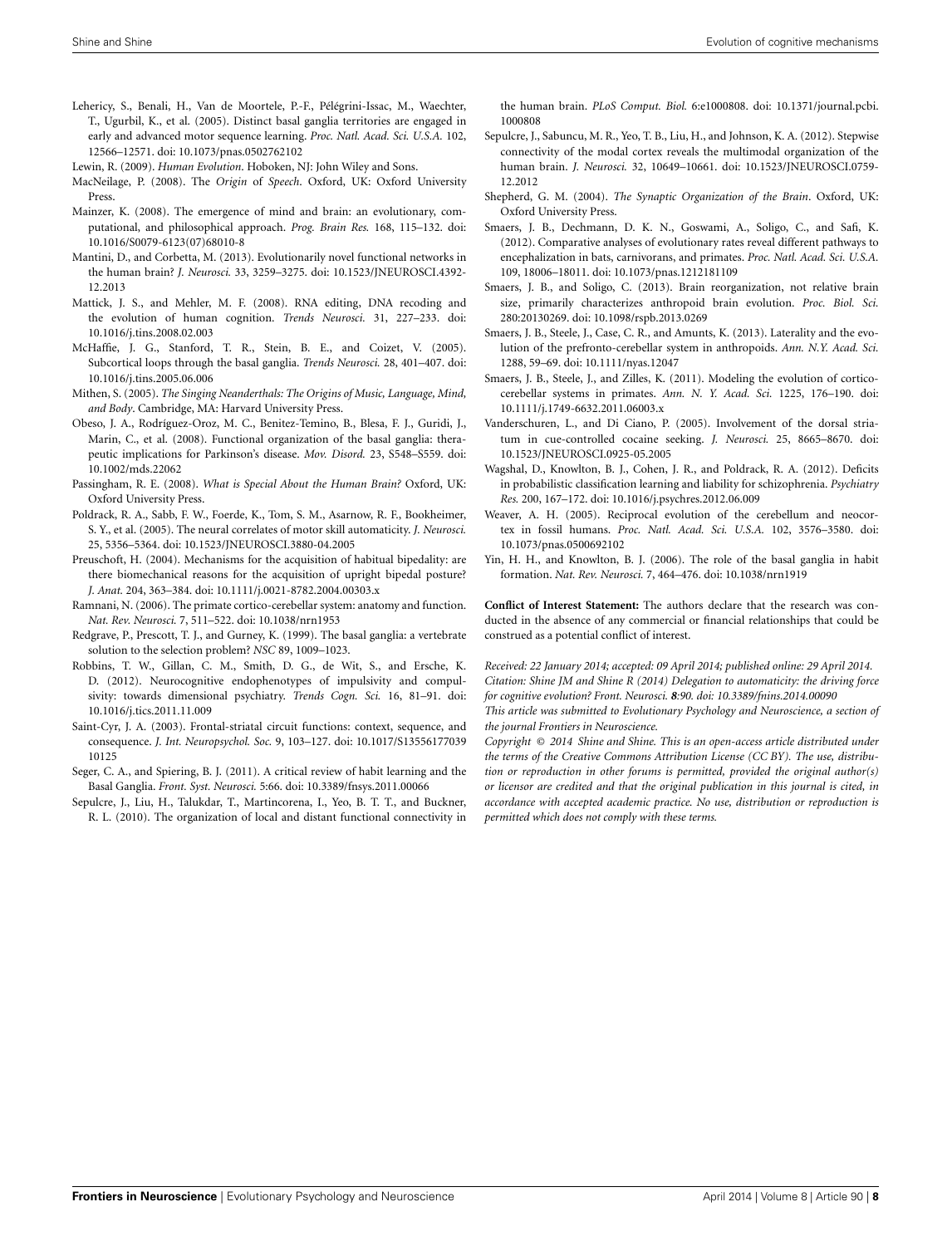Lehericy, S., Benali, H., Van de Moortele, P.-F., Pélégrini-Issac, M., Waechter, T., Ugurbil, K., et al. (2005). Distinct basal ganglia territories are engaged in early and advanced motor sequence learning. *Proc. Natl. Acad. Sci. U.S.A.* 102, 12566–12571. doi: 10.1073/pnas.0502762102

Lewin, R. (2009). *Human Evolution*. Hoboken, NJ: John Wiley and Sons.

MacNeilage, P. (2008). The *Origin* of *Speech*. Oxford, UK: Oxford University Press.

Mainzer, K. (2008). The emergence of mind and brain: an evolutionary, computational, and philosophical approach. *Prog. Brain Res.* 168, 115–132. doi: 10.1016/S0079-6123(07)68010-8

Mantini, D., and Corbetta, M. (2013). Evolutionarily novel functional networks in the human brain? *J. Neurosci.* 33, 3259–3275. doi: 10.1523/JNEUROSCI.4392-12.2013

Mattick, J. S., and Mehler, M. F. (2008). RNA editing, DNA recoding and the evolution of human cognition. *Trends Neurosci.* 31, 227–233. doi: 10.1016/j.tins.2008.02.003

McHaffie, J. G., Stanford, T. R., Stein, B. E., and Coizet, V. (2005). Subcortical loops through the basal ganglia. *Trends Neurosci.* 28, 401–407. doi: 10.1016/j.tins.2005.06.006

Mithen, S. (2005). *The Singing Neanderthals: The Origins of Music, Language, Mind, and Body*. Cambridge, MA: Harvard University Press.

Obeso, J. A., Rodríguez-Oroz, M. C., Benitez-Temino, B., Blesa, F. J., Guridi, J., Marin, C., et al. (2008). Functional organization of the basal ganglia: therapeutic implications for Parkinson's disease. *Mov. Disord.* 23, S548–S559. doi: 10.1002/mds.22062

Passingham, R. E. (2008). *What is Special About the Human Brain?* Oxford, UK: Oxford University Press.

Poldrack, R. A., Sabb, F. W., Foerde, K., Tom, S. M., Asarnow, R. F., Bookheimer, S. Y., et al. (2005). The neural correlates of motor skill automaticity. *J. Neurosci.* 25, 5356–5364. doi: 10.1523/JNEUROSCI.3880-04.2005

Preuschoft, H. (2004). Mechanisms for the acquisition of habitual bipedality: are there biomechanical reasons for the acquisition of upright bipedal posture? *J. Anat.* 204, 363–384. doi: 10.1111/j.0021-8782.2004.00303.x

Ramnani, N. (2006). The primate cortico-cerebellar system: anatomy and function. *Nat. Rev. Neurosci.* 7, 511–522. doi: 10.1038/nrn1953

Redgrave, P., Prescott, T. J., and Gurney, K. (1999). The basal ganglia: a vertebrate solution to the selection problem? *NSC* 89, 1009–1023.

Robbins, T. W., Gillan, C. M., Smith, D. G., de Wit, S., and Ersche, K. D. (2012). Neurocognitive endophenotypes of impulsivity and compulsivity: towards dimensional psychiatry. *Trends Cogn. Sci.* 16, 81–91. doi: 10.1016/j.tics.2011.11.009

Saint-Cyr, J. A. (2003). Frontal-striatal circuit functions: context, sequence, and consequence. *J. Int. Neuropsychol. Soc.* 9, 103–127. doi: 10.1017/S1355617703910125

Seger, C. A., and Spiering, B. J. (2011). A critical review of habit learning and the Basal Ganglia. *Front. Syst. Neurosci.* 5:66. doi: 10.3389/fnsys.2011.00066

Sepulcre, J., Liu, H., Talukdar, T., Martincorena, I., Yeo, B. T. T., and Buckner, R. L. (2010). The organization of local and distant functional connectivity in the human brain. *PLoS Comput. Biol.* 6:e1000808. doi: 10.1371/journal.pcbi.1000808

Sepulcre, J., Sabuncu, M. R., Yeo, T. B., Liu, H., and Johnson, K. A. (2012). Stepwise connectivity of the modal cortex reveals the multimodal organization of the human brain. *J. Neurosci.* 32, 10649–10661. doi: 10.1523/JNEUROSCI.0759-12.2012

Shepherd, G. M. (2004). *The Synaptic Organization of the Brain*. Oxford, UK: Oxford University Press.

Smaers, J. B., Dechmann, D. K. N., Goswami, A., Soligo, C., and Safi, K. (2012). Comparative analyses of evolutionary rates reveal different pathways to encephalization in bats, carnivorans, and primates. *Proc. Natl. Acad. Sci. U.S.A.* 109, 18006–18011. doi: 10.1073/pnas.1212181109

Smaers, J. B., and Soligo, C. (2013). Brain reorganization, not relative brain size, primarily characterizes anthropoid brain evolution. *Proc. Biol. Sci.* 280:20130269. doi: 10.1098/rspb.2013.0269

Smaers, J. B., Steele, J., Case, C. R., and Amunts, K. (2013). Laterality and the evolution of the prefronto-cerebellar system in anthropoids. *Ann. N.Y. Acad. Sci.* 1288, 59–69. doi: 10.1111/nyas.12047

Smaers, J. B., Steele, J., and Zilles, K. (2011). Modeling the evolution of cortico-cerebellar systems in primates. *Ann. N. Y. Acad. Sci.* 1225, 176–190. doi: 10.1111/j.1749-6632.2011.06003.x

Vanderschuren, L., and Di Ciano, P. (2005). Involvement of the dorsal striatum in cue-controlled cocaine seeking. *J. Neurosci.* 25, 8665–8670. doi: 10.1523/JNEUROSCI.0925-05.2005

Wagshal, D., Knowlton, B. J., Cohen, J. R., and Poldrack, R. A. (2012). Deficits in probabilistic classification learning and liability for schizophrenia. *Psychiatry Res.* 200, 167–172. doi: 10.1016/j.psychres.2012.06.009

Weaver, A. H. (2005). Reciprocal evolution of the cerebellum and neocortex in fossil humans. *Proc. Natl. Acad. Sci. U.S.A.* 102, 3576–3580. doi: 10.1073/pnas.0500692102

Yin, H. H., and Knowlton, B. J. (2006). The role of the basal ganglia in habit formation. *Nat. Rev. Neurosci.* 7, 464–476. doi: 10.1038/nrn1919

**Conflict of Interest Statement:** The authors declare that the research was conducted in the absence of any commercial or financial relationships that could be construed as a potential conflict of interest.

*Received: 22 January 2014; accepted: 09 April 2014; published online: 29 April 2014.*

*Citation: Shine JM and Shine R (2014) Delegation to automaticity: the driving force for cognitive evolution? Front. Neurosci.* ***8****:90. doi: 10.3389/fnins.2014.00090*

*This article was submitted to Evolutionary Psychology and Neuroscience, a section of the journal Frontiers in Neuroscience.*

*Copyright © 2014 Shine and Shine. This is an open-access article distributed under the terms of the Creative Commons Attribution License (CC BY). The use, distribution or reproduction in other forums is permitted, provided the original author(s) or licensor are credited and that the original publication in this journal is cited, in accordance with accepted academic practice. No use, distribution or reproduction is permitted which does not comply with these terms.*